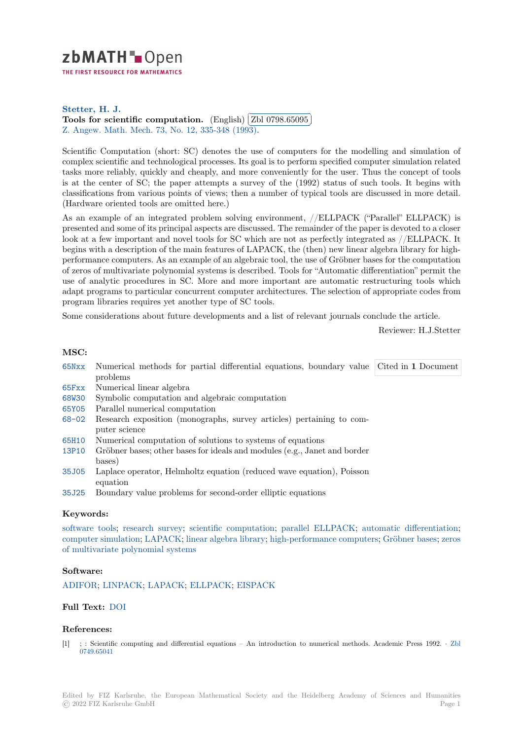zbMATH Open

THE FIRST RESOURCE FOR MATHEMATICS

**Stetter, H. J.**

**Tools for scientific computation.** (English) Zbl 0798.65095

Z. Angew. Math. Mech. 73, No. 12, 335-348 (1993).

Scientific Computation (short: SC) denotes the use of computers for the modelling and simulation of complex scientific and technological processes. Its goal is to perform specified computer simulation related tasks more reliably, quickly and cheaply, and more conveniently for the user. Thus the concept of tools is at the center of SC; the paper attempts a survey of the (1992) status of such tools. It begins with classifications from various points of views; then a number of typical tools are discussed in more detail. (Hardware oriented tools are omitted here.)

As an example of an integrated problem solving environment, //ELLPACK ("Parallel" ELLPACK) is presented and some of its principal aspects are discussed. The remainder of the paper is devoted to a closer look at a few important and novel tools for SC which are not as perfectly integrated as //ELLPACK. It begins with a description of the main features of LAPACK, the (then) new linear algebra library for high-performance computers. As an example of an algebraic tool, the use of Gröbner bases for the computation of zeros of multivariate polynomial systems is described. Tools for "Automatic differentiation" permit the use of analytic procedures in SC. More and more important are automatic restructuring tools which adapt programs to particular concurrent computer architectures. The selection of appropriate codes from program libraries requires yet another type of SC tools.

Some considerations about future developments and a list of relevant journals conclude the article.

Reviewer: H.J.Stetter

### MSC:

- 65Nxx Numerical methods for partial differential equations, boundary value problems
- 65Fxx Numerical linear algebra
- 68W30 Symbolic computation and algebraic computation
- 65Y05 Parallel numerical computation
- 68-02 Research exposition (monographs, survey articles) pertaining to computer science
- 65H10 Numerical computation of solutions to systems of equations
- 13P10 Gröbner bases; other bases for ideals and modules (e.g., Janet and border bases)
- 35J05 Laplace operator, Helmholtz equation (reduced wave equation), Poisson equation
- 35J25 Boundary value problems for second-order elliptic equations

Cited in **1** Document

### Keywords:

software tools; research survey; scientific computation; parallel ELLPACK; automatic differentiation; computer simulation; LAPACK; linear algebra library; high-performance computers; Gröbner bases; zeros of multivariate polynomial systems

### Software:

ADIFOR; LINPACK; LAPACK; ELLPACK; EISPACK

### Full Text: DOI

### References:

[1] ; : Scientific computing and differential equations – An introduction to numerical methods. Academic Press 1992. · Zbl 0749.65041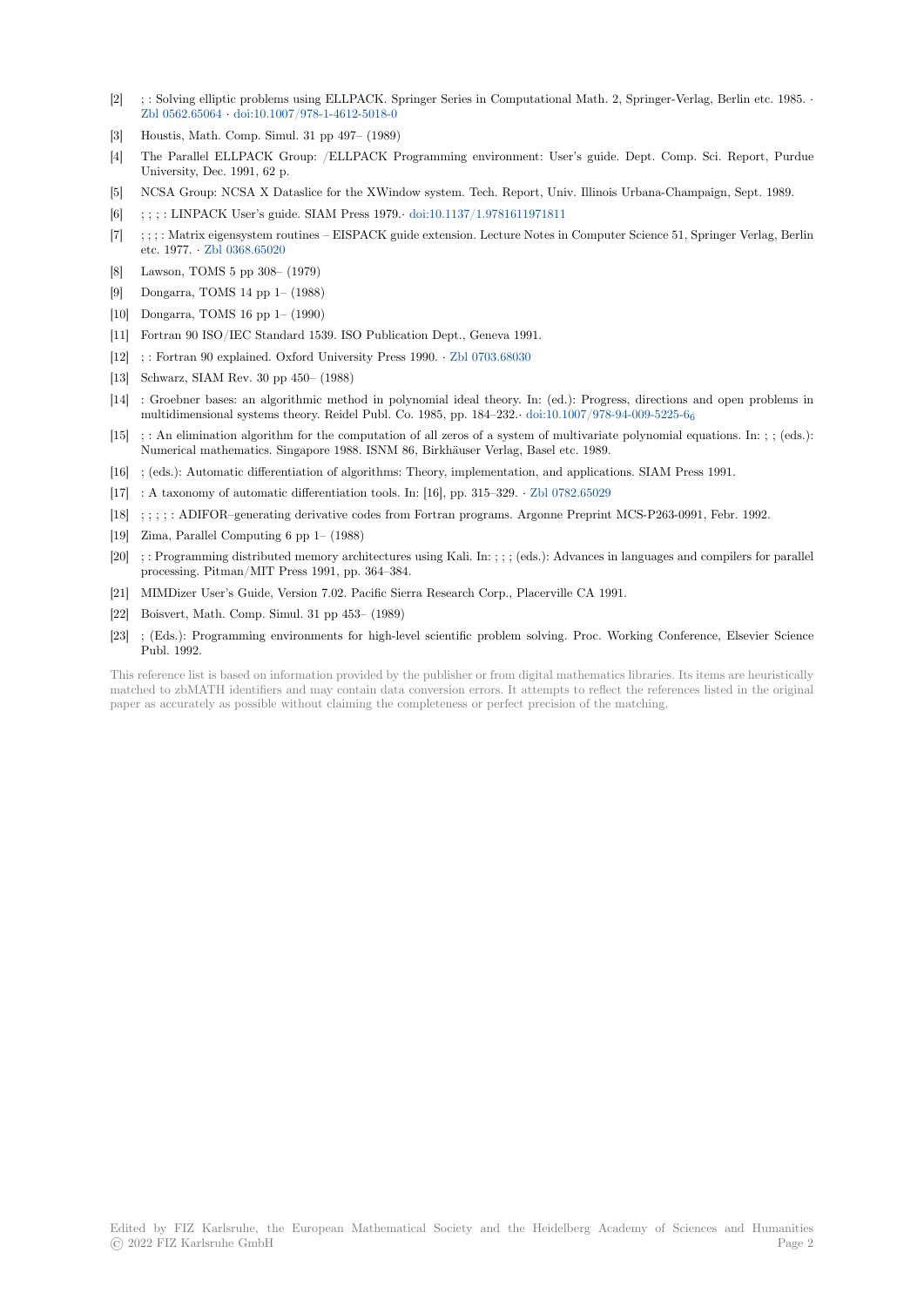[2] ; : Solving elliptic problems using ELLPACK. Springer Series in Computational Math. 2, Springer-Verlag, Berlin etc. 1985. · Zbl 0562.65064 · doi:10.1007/978-1-4612-5018-0

[3] Houstis, Math. Comp. Simul. 31 pp 497– (1989)

[4] The Parallel ELLPACK Group: /ELLPACK Programming environment: User's guide. Dept. Comp. Sci. Report, Purdue University, Dec. 1991, 62 p.

[5] NCSA Group: NCSA X Dataslice for the XWindow system. Tech. Report, Univ. Illinois Urbana-Champaign, Sept. 1989.

[6] ; ; ; : LINPACK User's guide. SIAM Press 1979.· doi:10.1137/1.9781611971811

[7] ; ; ; : Matrix eigensystem routines – EISPACK guide extension. Lecture Notes in Computer Science 51, Springer Verlag, Berlin etc. 1977. · Zbl 0368.65020

[8] Lawson, TOMS 5 pp 308– (1979)

[9] Dongarra, TOMS 14 pp 1– (1988)

[10] Dongarra, TOMS 16 pp 1– (1990)

[11] Fortran 90 ISO/IEC Standard 1539. ISO Publication Dept., Geneva 1991.

[12] ; : Fortran 90 explained. Oxford University Press 1990. · Zbl 0703.68030

[13] Schwarz, SIAM Rev. 30 pp 450– (1988)

[14] : Groebner bases: an algorithmic method in polynomial ideal theory. In: (ed.): Progress, directions and open problems in multidimensional systems theory. Reidel Publ. Co. 1985, pp. 184–232.· doi:10.1007/978-94-009-5225-6_6

[15] ; : An elimination algorithm for the computation of all zeros of a system of multivariate polynomial equations. In: ; ; (eds.): Numerical mathematics. Singapore 1988. ISNM 86, Birkhäuser Verlag, Basel etc. 1989.

[16] ; (eds.): Automatic differentiation of algorithms: Theory, implementation, and applications. SIAM Press 1991.

[17] : A taxonomy of automatic differentiation tools. In: [16], pp. 315–329. · Zbl 0782.65029

[18] ; ; ; ; : ADIFOR–generating derivative codes from Fortran programs. Argonne Preprint MCS-P263-0991, Febr. 1992.

[19] Zima, Parallel Computing 6 pp 1– (1988)

[20] ; : Programming distributed memory architectures using Kali. In: ; ; ; (eds.): Advances in languages and compilers for parallel processing. Pitman/MIT Press 1991, pp. 364–384.

[21] MIMDizer User's Guide, Version 7.02. Pacific Sierra Research Corp., Placerville CA 1991.

[22] Boisvert, Math. Comp. Simul. 31 pp 453– (1989)

[23] ; (Eds.): Programming environments for high-level scientific problem solving. Proc. Working Conference, Elsevier Science Publ. 1992.

This reference list is based on information provided by the publisher or from digital mathematics libraries. Its items are heuristically matched to zbMATH identifiers and may contain data conversion errors. It attempts to reflect the references listed in the original paper as accurately as possible without claiming the completeness or perfect precision of the matching.